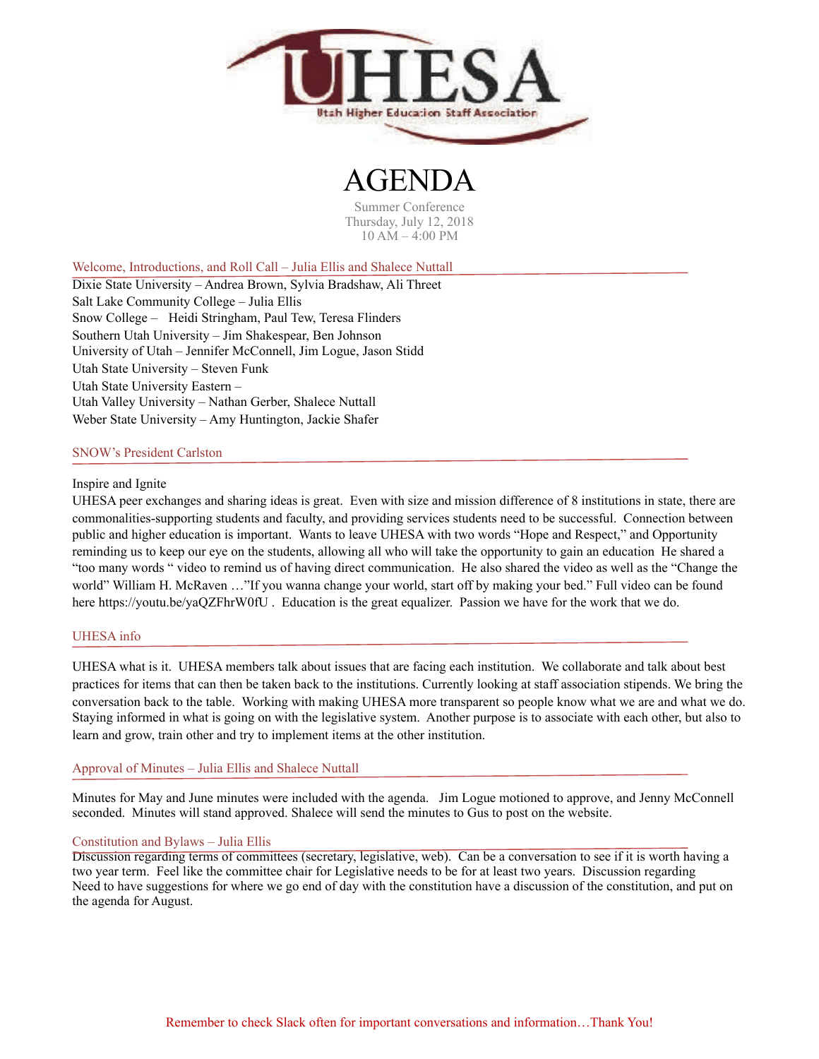UHESA

Utah Higher Education Staff Association

# AGENDA

Summer Conference
Thursday, July 12, 2018
10 AM – 4:00 PM

## Welcome, Introductions, and Roll Call – Julia Ellis and Shalece Nuttall

Dixie State University – Andrea Brown, Sylvia Bradshaw, Ali Threet
Salt Lake Community College – Julia Ellis
Snow College – Heidi Stringham, Paul Tew, Teresa Flinders
Southern Utah University – Jim Shakespear, Ben Johnson
University of Utah – Jennifer McConnell, Jim Logue, Jason Stidd
Utah State University – Steven Funk
Utah State University Eastern –
Utah Valley University – Nathan Gerber, Shalece Nuttall
Weber State University – Amy Huntington, Jackie Shafer

## SNOW's President Carlston

Inspire and Ignite

UHESA peer exchanges and sharing ideas is great. Even with size and mission difference of 8 institutions in state, there are commonalities-supporting students and faculty, and providing services students need to be successful. Connection between public and higher education is important. Wants to leave UHESA with two words "Hope and Respect," and Opportunity reminding us to keep our eye on the students, allowing all who will take the opportunity to gain an education He shared a "too many words " video to remind us of having direct communication. He also shared the video as well as the "Change the world" William H. McRaven …"If you wanna change your world, start off by making your bed." Full video can be found here https://youtu.be/yaQZFhrW0fU . Education is the great equalizer. Passion we have for the work that we do.

## UHESA info

UHESA what is it. UHESA members talk about issues that are facing each institution. We collaborate and talk about best practices for items that can then be taken back to the institutions. Currently looking at staff association stipends. We bring the conversation back to the table. Working with making UHESA more transparent so people know what we are and what we do. Staying informed in what is going on with the legislative system. Another purpose is to associate with each other, but also to learn and grow, train other and try to implement items at the other institution.

## Approval of Minutes – Julia Ellis and Shalece Nuttall

Minutes for May and June minutes were included with the agenda. Jim Logue motioned to approve, and Jenny McConnell seconded. Minutes will stand approved. Shalece will send the minutes to Gus to post on the website.

## Constitution and Bylaws – Julia Ellis

Discussion regarding terms of committees (secretary, legislative, web). Can be a conversation to see if it is worth having a two year term. Feel like the committee chair for Legislative needs to be for at least two years. Discussion regarding Need to have suggestions for where we go end of day with the constitution have a discussion of the constitution, and put on the agenda for August.

Remember to check Slack often for important conversations and information…Thank You!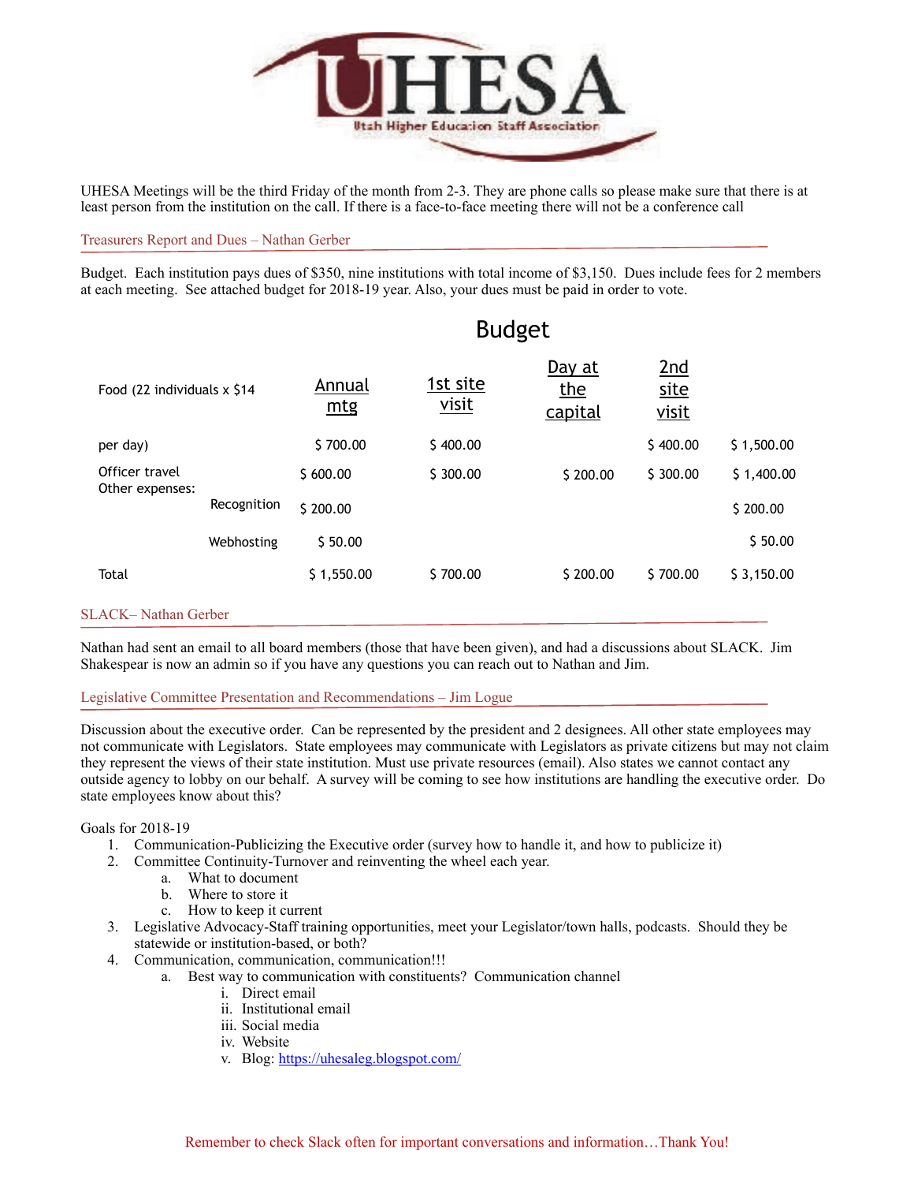UHESA Meetings will be the third Friday of the month from 2-3. They are phone calls so please make sure that there is at least person from the institution on the call. If there is a face-to-face meeting there will not be a conference call

## Treasurers Report and Dues – Nathan Gerber

Budget. Each institution pays dues of $350, nine institutions with total income of $3,150. Dues include fees for 2 members at each meeting. See attached budget for 2018-19 year. Also, your dues must be paid in order to vote.

### Budget

| | | Annual mtg | 1st site visit | Day at the capital | 2nd site visit | |
|---|---|---|---|---|---|---|
| Food (22 individuals x $14 per day) | | $ 700.00 | $ 400.00 | | $ 400.00 | $ 1,500.00 |
| Officer travel | | $ 600.00 | $ 300.00 | $ 200.00 | $ 300.00 | $ 1,400.00 |
| Other expenses: | Recognition | $ 200.00 | | | | $ 200.00 |
| | Webhosting | $ 50.00 | | | | $ 50.00 |
| Total | | $ 1,550.00 | $ 700.00 | $ 200.00 | $ 700.00 | $ 3,150.00 |

## SLACK– Nathan Gerber

Nathan had sent an email to all board members (those that have been given), and had a discussions about SLACK. Jim Shakespear is now an admin so if you have any questions you can reach out to Nathan and Jim.

## Legislative Committee Presentation and Recommendations – Jim Logue

Discussion about the executive order. Can be represented by the president and 2 designees. All other state employees may not communicate with Legislators. State employees may communicate with Legislators as private citizens but may not claim they represent the views of their state institution. Must use private resources (email). Also states we cannot contact any outside agency to lobby on our behalf. A survey will be coming to see how institutions are handling the executive order. Do state employees know about this?

Goals for 2018-19

1. Communication-Publicizing the Executive order (survey how to handle it, and how to publicize it)
2. Committee Continuity-Turnover and reinventing the wheel each year.
   a. What to document
   b. Where to store it
   c. How to keep it current
3. Legislative Advocacy-Staff training opportunities, meet your Legislator/town halls, podcasts. Should they be statewide or institution-based, or both?
4. Communication, communication, communication!!!
   a. Best way to communication with constituents? Communication channel
      i. Direct email
      ii. Institutional email
      iii. Social media
      iv. Website
      v. Blog: https://uhesaleg.blogspot.com/

Remember to check Slack often for important conversations and information…Thank You!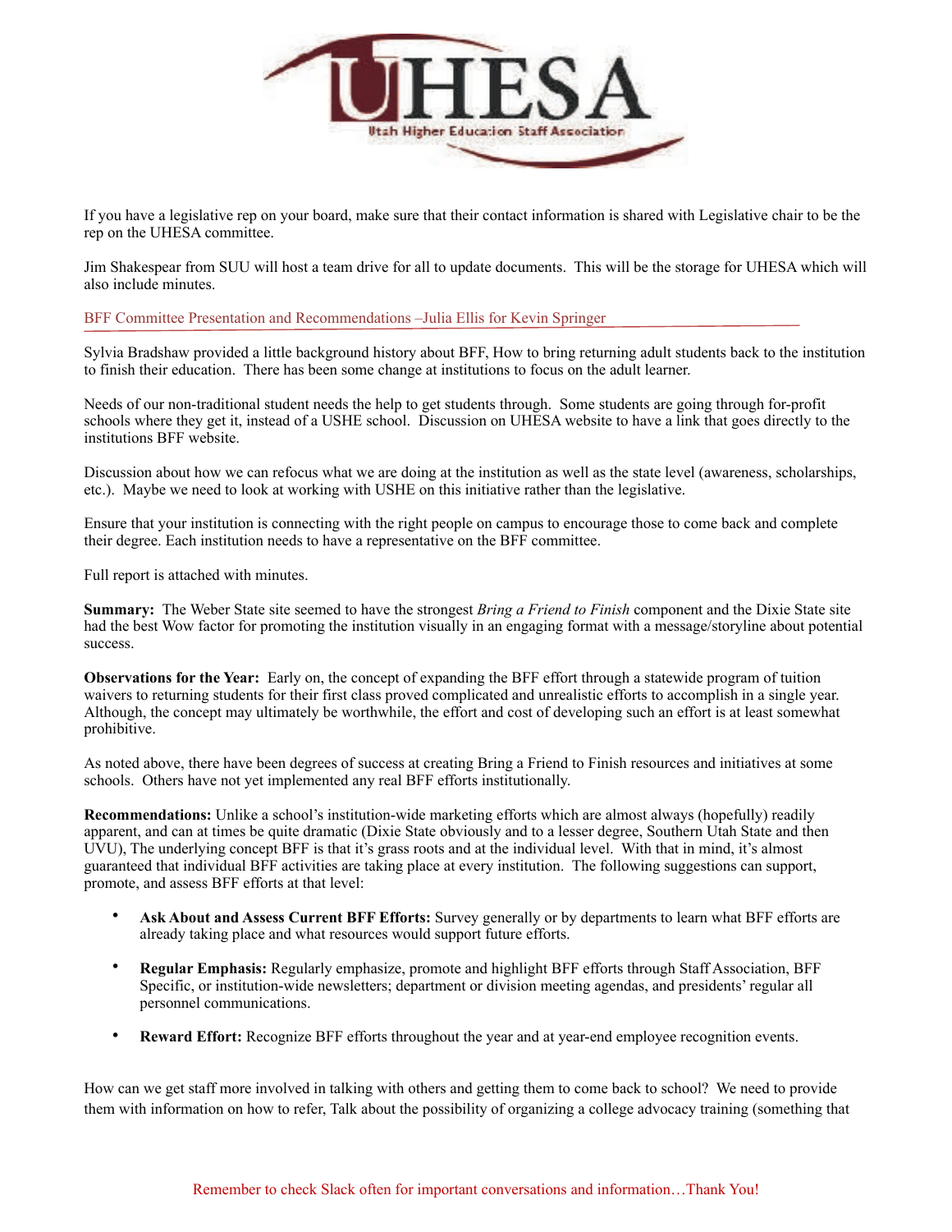If you have a legislative rep on your board, make sure that their contact information is shared with Legislative chair to be the rep on the UHESA committee.

Jim Shakespear from SUU will host a team drive for all to update documents. This will be the storage for UHESA which will also include minutes.

## BFF Committee Presentation and Recommendations –Julia Ellis for Kevin Springer

Sylvia Bradshaw provided a little background history about BFF, How to bring returning adult students back to the institution to finish their education. There has been some change at institutions to focus on the adult learner.

Needs of our non-traditional student needs the help to get students through. Some students are going through for-profit schools where they get it, instead of a USHE school. Discussion on UHESA website to have a link that goes directly to the institutions BFF website.

Discussion about how we can refocus what we are doing at the institution as well as the state level (awareness, scholarships, etc.). Maybe we need to look at working with USHE on this initiative rather than the legislative.

Ensure that your institution is connecting with the right people on campus to encourage those to come back and complete their degree. Each institution needs to have a representative on the BFF committee.

Full report is attached with minutes.

**Summary:** The Weber State site seemed to have the strongest *Bring a Friend to Finish* component and the Dixie State site had the best Wow factor for promoting the institution visually in an engaging format with a message/storyline about potential success.

**Observations for the Year:** Early on, the concept of expanding the BFF effort through a statewide program of tuition waivers to returning students for their first class proved complicated and unrealistic efforts to accomplish in a single year. Although, the concept may ultimately be worthwhile, the effort and cost of developing such an effort is at least somewhat prohibitive.

As noted above, there have been degrees of success at creating Bring a Friend to Finish resources and initiatives at some schools. Others have not yet implemented any real BFF efforts institutionally.

**Recommendations:** Unlike a school's institution-wide marketing efforts which are almost always (hopefully) readily apparent, and can at times be quite dramatic (Dixie State obviously and to a lesser degree, Southern Utah State and then UVU), The underlying concept BFF is that it's grass roots and at the individual level. With that in mind, it's almost guaranteed that individual BFF activities are taking place at every institution. The following suggestions can support, promote, and assess BFF efforts at that level:

- **Ask About and Assess Current BFF Efforts:** Survey generally or by departments to learn what BFF efforts are already taking place and what resources would support future efforts.
- **Regular Emphasis:** Regularly emphasize, promote and highlight BFF efforts through Staff Association, BFF Specific, or institution-wide newsletters; department or division meeting agendas, and presidents' regular all personnel communications.
- **Reward Effort:** Recognize BFF efforts throughout the year and at year-end employee recognition events.

How can we get staff more involved in talking with others and getting them to come back to school? We need to provide them with information on how to refer, Talk about the possibility of organizing a college advocacy training (something that

Remember to check Slack often for important conversations and information…Thank You!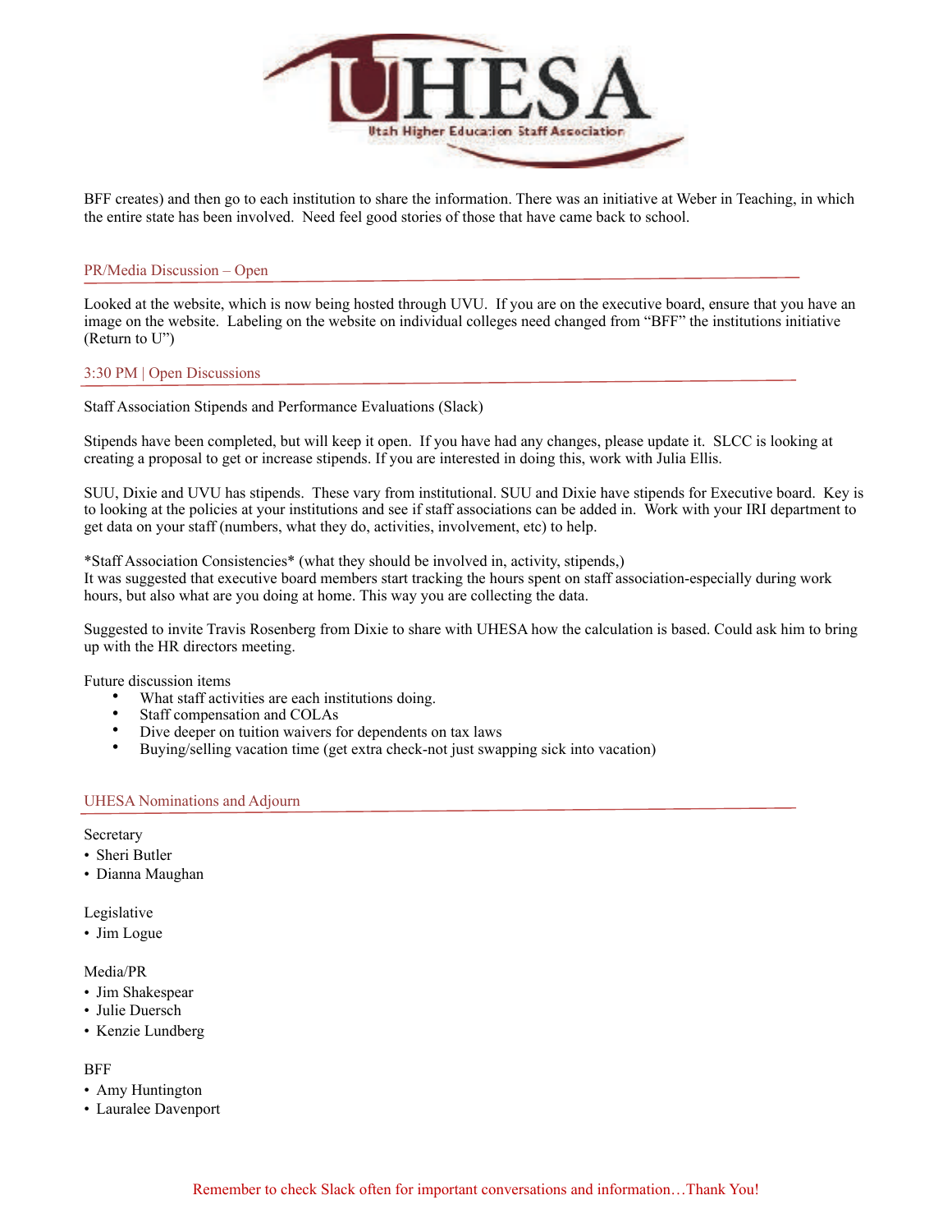BFF creates) and then go to each institution to share the information. There was an initiative at Weber in Teaching, in which the entire state has been involved. Need feel good stories of those that have came back to school.

## PR/Media Discussion – Open

Looked at the website, which is now being hosted through UVU. If you are on the executive board, ensure that you have an image on the website. Labeling on the website on individual colleges need changed from "BFF" the institutions initiative (Return to U")

## 3:30 PM | Open Discussions

Staff Association Stipends and Performance Evaluations (Slack)

Stipends have been completed, but will keep it open. If you have had any changes, please update it. SLCC is looking at creating a proposal to get or increase stipends. If you are interested in doing this, work with Julia Ellis.

SUU, Dixie and UVU has stipends. These vary from institutional. SUU and Dixie have stipends for Executive board. Key is to looking at the policies at your institutions and see if staff associations can be added in. Work with your IRI department to get data on your staff (numbers, what they do, activities, involvement, etc) to help.

*Staff Association Consistencies* (what they should be involved in, activity, stipends,)
It was suggested that executive board members start tracking the hours spent on staff association-especially during work hours, but also what are you doing at home. This way you are collecting the data.

Suggested to invite Travis Rosenberg from Dixie to share with UHESA how the calculation is based. Could ask him to bring up with the HR directors meeting.

Future discussion items

- What staff activities are each institutions doing.
- Staff compensation and COLAs
- Dive deeper on tuition waivers for dependents on tax laws
- Buying/selling vacation time (get extra check-not just swapping sick into vacation)

## UHESA Nominations and Adjourn

Secretary

- Sheri Butler
- Dianna Maughan

Legislative

- Jim Logue

Media/PR

- Jim Shakespear
- Julie Duersch
- Kenzie Lundberg

BFF

- Amy Huntington
- Lauralee Davenport

Remember to check Slack often for important conversations and information…Thank You!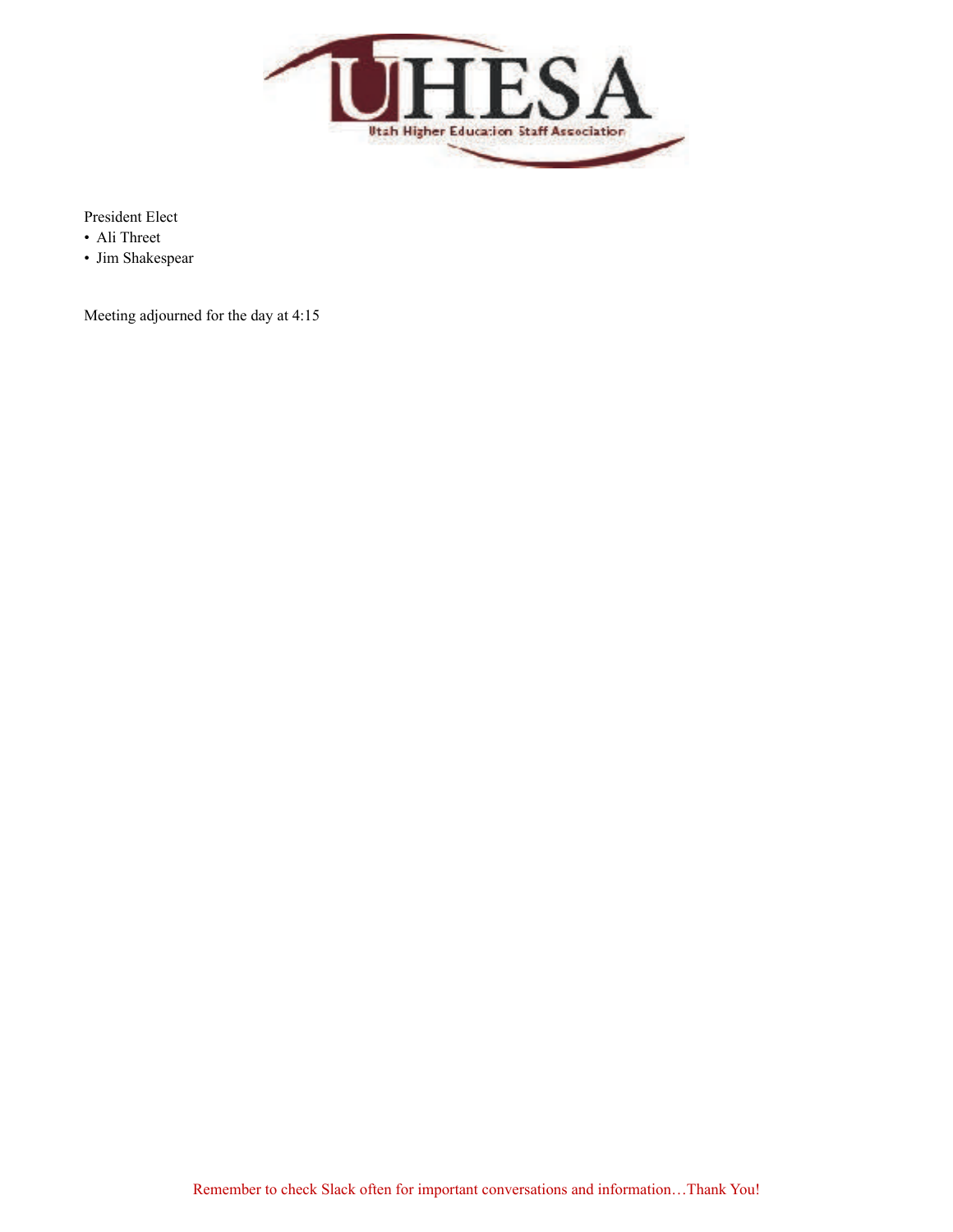President Elect

- Ali Threet
- Jim Shakespear

Meeting adjourned for the day at 4:15

Remember to check Slack often for important conversations and information…Thank You!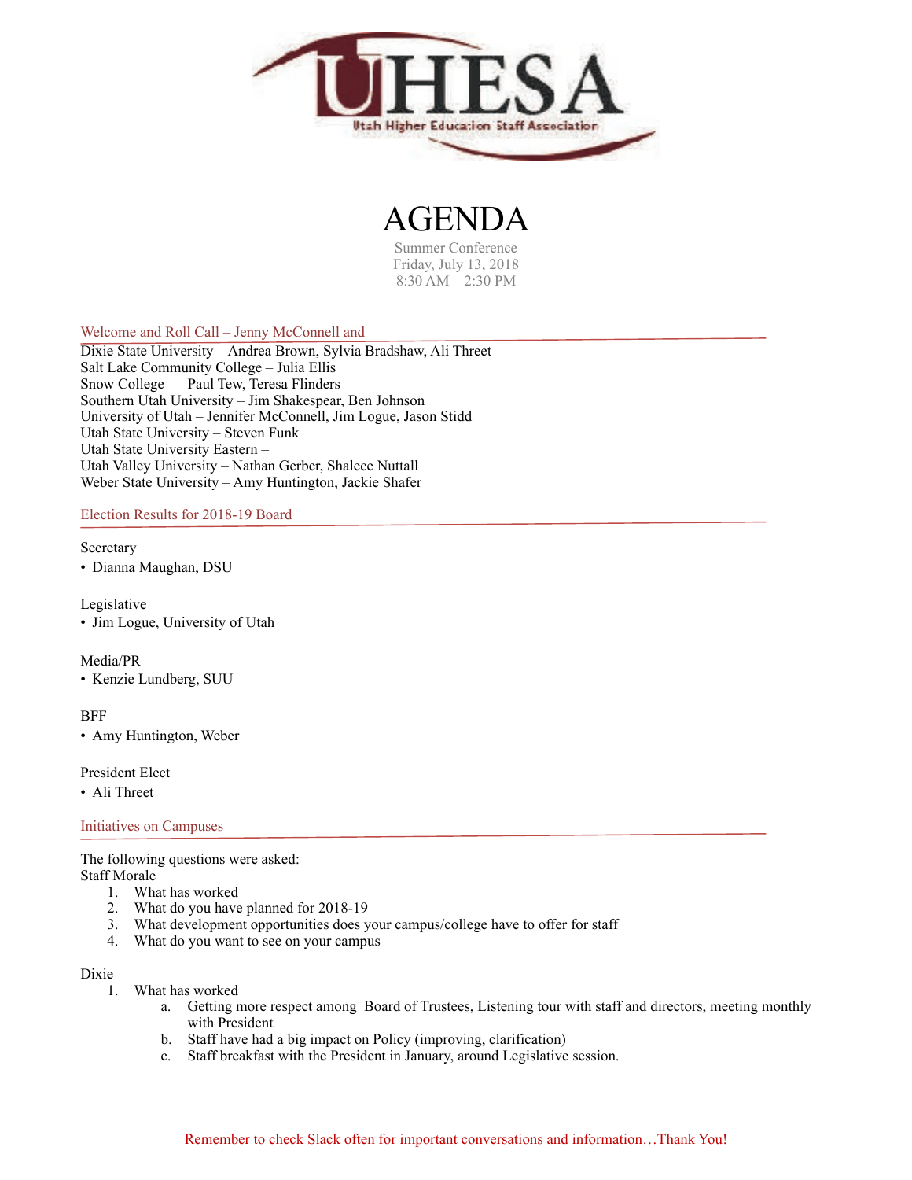# AGENDA

Summer Conference
Friday, July 13, 2018
8:30 AM – 2:30 PM

## Welcome and Roll Call – Jenny McConnell and

Dixie State University – Andrea Brown, Sylvia Bradshaw, Ali Threet
Salt Lake Community College – Julia Ellis
Snow College – Paul Tew, Teresa Flinders
Southern Utah University – Jim Shakespear, Ben Johnson
University of Utah – Jennifer McConnell, Jim Logue, Jason Stidd
Utah State University – Steven Funk
Utah State University Eastern –
Utah Valley University – Nathan Gerber, Shalece Nuttall
Weber State University – Amy Huntington, Jackie Shafer

## Election Results for 2018-19 Board

Secretary
- Dianna Maughan, DSU

Legislative
- Jim Logue, University of Utah

Media/PR
- Kenzie Lundberg, SUU

BFF
- Amy Huntington, Weber

President Elect
- Ali Threet

## Initiatives on Campuses

The following questions were asked:
Staff Morale
1. What has worked
2. What do you have planned for 2018-19
3. What development opportunities does your campus/college have to offer for staff
4. What do you want to see on your campus

Dixie
1. What has worked
    a. Getting more respect among Board of Trustees, Listening tour with staff and directors, meeting monthly with President
    b. Staff have had a big impact on Policy (improving, clarification)
    c. Staff breakfast with the President in January, around Legislative session.

Remember to check Slack often for important conversations and information…Thank You!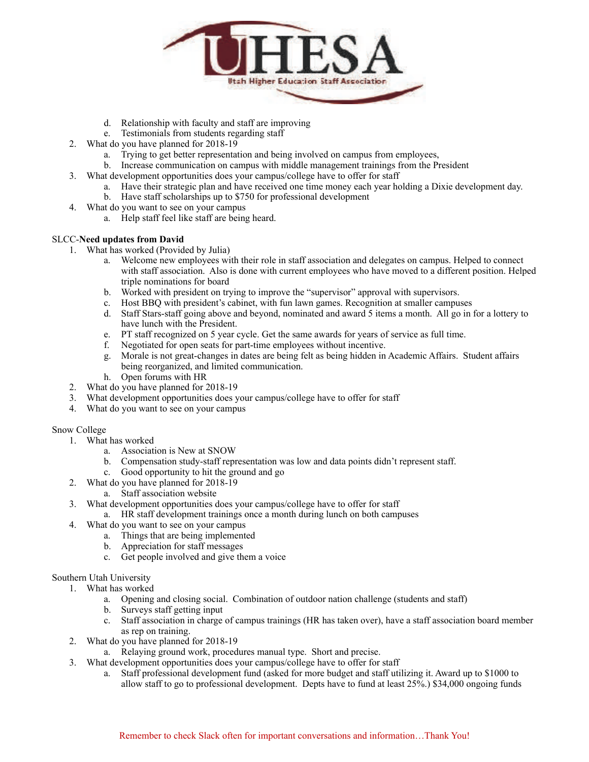d. Relationship with faculty and staff are improving
   e. Testimonials from students regarding staff
2. What do you have planned for 2018-19
   a. Trying to get better representation and being involved on campus from employees,
   b. Increase communication on campus with middle management trainings from the President
3. What development opportunities does your campus/college have to offer for staff
   a. Have their strategic plan and have received one time money each year holding a Dixie development day.
   b. Have staff scholarships up to $750 for professional development
4. What do you want to see on your campus
   a. Help staff feel like staff are being heard.

SLCC-**Need updates from David**

1. What has worked (Provided by Julia)
   a. Welcome new employees with their role in staff association and delegates on campus. Helped to connect with staff association. Also is done with current employees who have moved to a different position. Helped triple nominations for board
   b. Worked with president on trying to improve the "supervisor" approval with supervisors.
   c. Host BBQ with president's cabinet, with fun lawn games. Recognition at smaller campuses
   d. Staff Stars-staff going above and beyond, nominated and award 5 items a month. All go in for a lottery to have lunch with the President.
   e. PT staff recognized on 5 year cycle. Get the same awards for years of service as full time.
   f. Negotiated for open seats for part-time employees without incentive.
   g. Morale is not great-changes in dates are being felt as being hidden in Academic Affairs. Student affairs being reorganized, and limited communication.
   h. Open forums with HR
2. What do you have planned for 2018-19
3. What development opportunities does your campus/college have to offer for staff
4. What do you want to see on your campus

Snow College

1. What has worked
   a. Association is New at SNOW
   b. Compensation study-staff representation was low and data points didn't represent staff.
   c. Good opportunity to hit the ground and go
2. What do you have planned for 2018-19
   a. Staff association website
3. What development opportunities does your campus/college have to offer for staff
   a. HR staff development trainings once a month during lunch on both campuses
4. What do you want to see on your campus
   a. Things that are being implemented
   b. Appreciation for staff messages
   c. Get people involved and give them a voice

Southern Utah University

1. What has worked
   a. Opening and closing social. Combination of outdoor nation challenge (students and staff)
   b. Surveys staff getting input
   c. Staff association in charge of campus trainings (HR has taken over), have a staff association board member as rep on training.
2. What do you have planned for 2018-19
   a. Relaying ground work, procedures manual type. Short and precise.
3. What development opportunities does your campus/college have to offer for staff
   a. Staff professional development fund (asked for more budget and staff utilizing it. Award up to $1000 to allow staff to go to professional development. Depts have to fund at least 25%.) $34,000 ongoing funds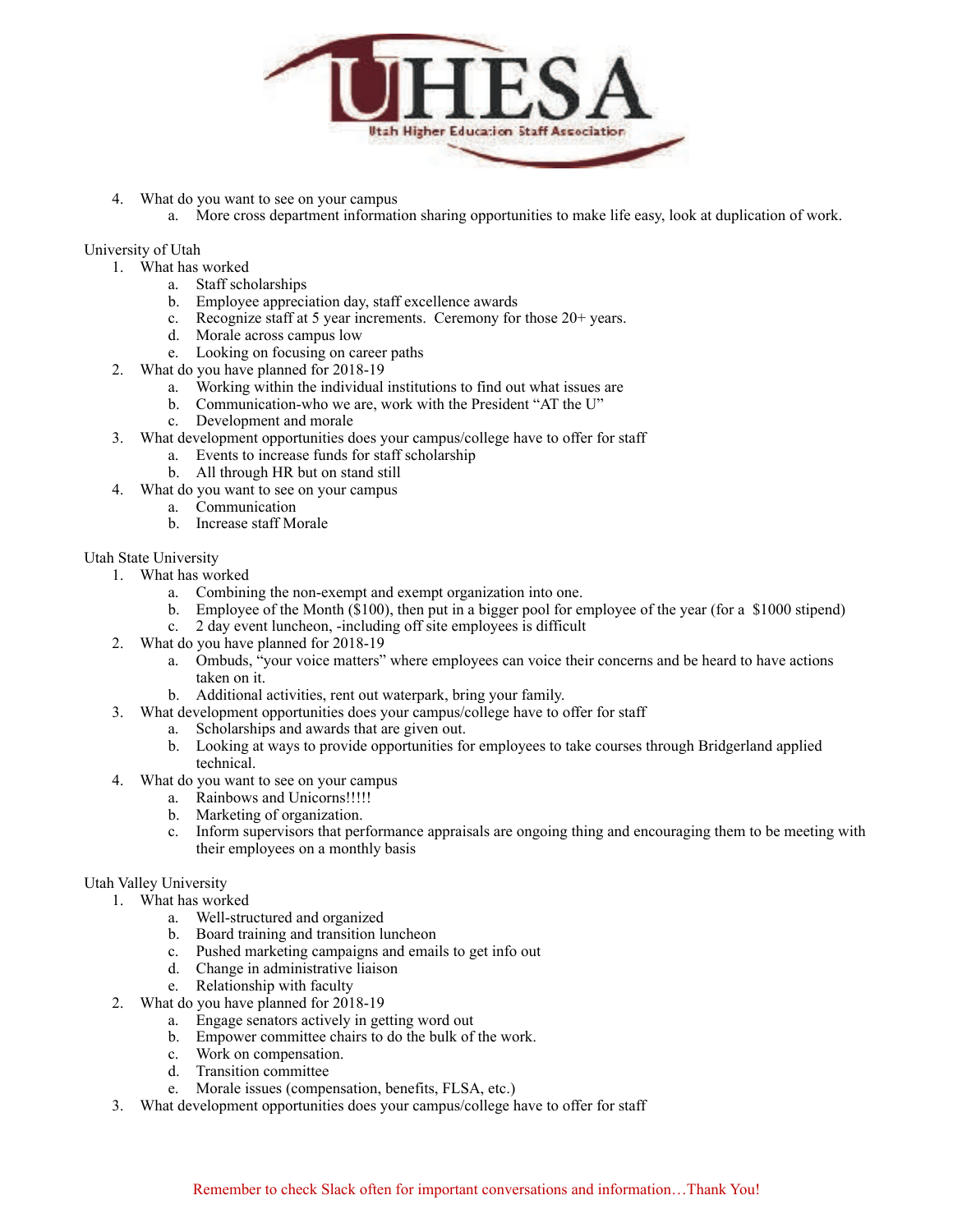4. What do you want to see on your campus
    a. More cross department information sharing opportunities to make life easy, look at duplication of work.

University of Utah

1. What has worked
    a. Staff scholarships
    b. Employee appreciation day, staff excellence awards
    c. Recognize staff at 5 year increments. Ceremony for those 20+ years.
    d. Morale across campus low
    e. Looking on focusing on career paths
2. What do you have planned for 2018-19
    a. Working within the individual institutions to find out what issues are
    b. Communication-who we are, work with the President "AT the U"
    c. Development and morale
3. What development opportunities does your campus/college have to offer for staff
    a. Events to increase funds for staff scholarship
    b. All through HR but on stand still
4. What do you want to see on your campus
    a. Communication
    b. Increase staff Morale

Utah State University

1. What has worked
    a. Combining the non-exempt and exempt organization into one.
    b. Employee of the Month ($100), then put in a bigger pool for employee of the year (for a $1000 stipend)
    c. 2 day event luncheon, -including off site employees is difficult
2. What do you have planned for 2018-19
    a. Ombuds, "your voice matters" where employees can voice their concerns and be heard to have actions taken on it.
    b. Additional activities, rent out waterpark, bring your family.
3. What development opportunities does your campus/college have to offer for staff
    a. Scholarships and awards that are given out.
    b. Looking at ways to provide opportunities for employees to take courses through Bridgerland applied technical.
4. What do you want to see on your campus
    a. Rainbows and Unicorns!!!!!
    b. Marketing of organization.
    c. Inform supervisors that performance appraisals are ongoing thing and encouraging them to be meeting with their employees on a monthly basis

Utah Valley University

1. What has worked
    a. Well-structured and organized
    b. Board training and transition luncheon
    c. Pushed marketing campaigns and emails to get info out
    d. Change in administrative liaison
    e. Relationship with faculty
2. What do you have planned for 2018-19
    a. Engage senators actively in getting word out
    b. Empower committee chairs to do the bulk of the work.
    c. Work on compensation.
    d. Transition committee
    e. Morale issues (compensation, benefits, FLSA, etc.)
3. What development opportunities does your campus/college have to offer for staff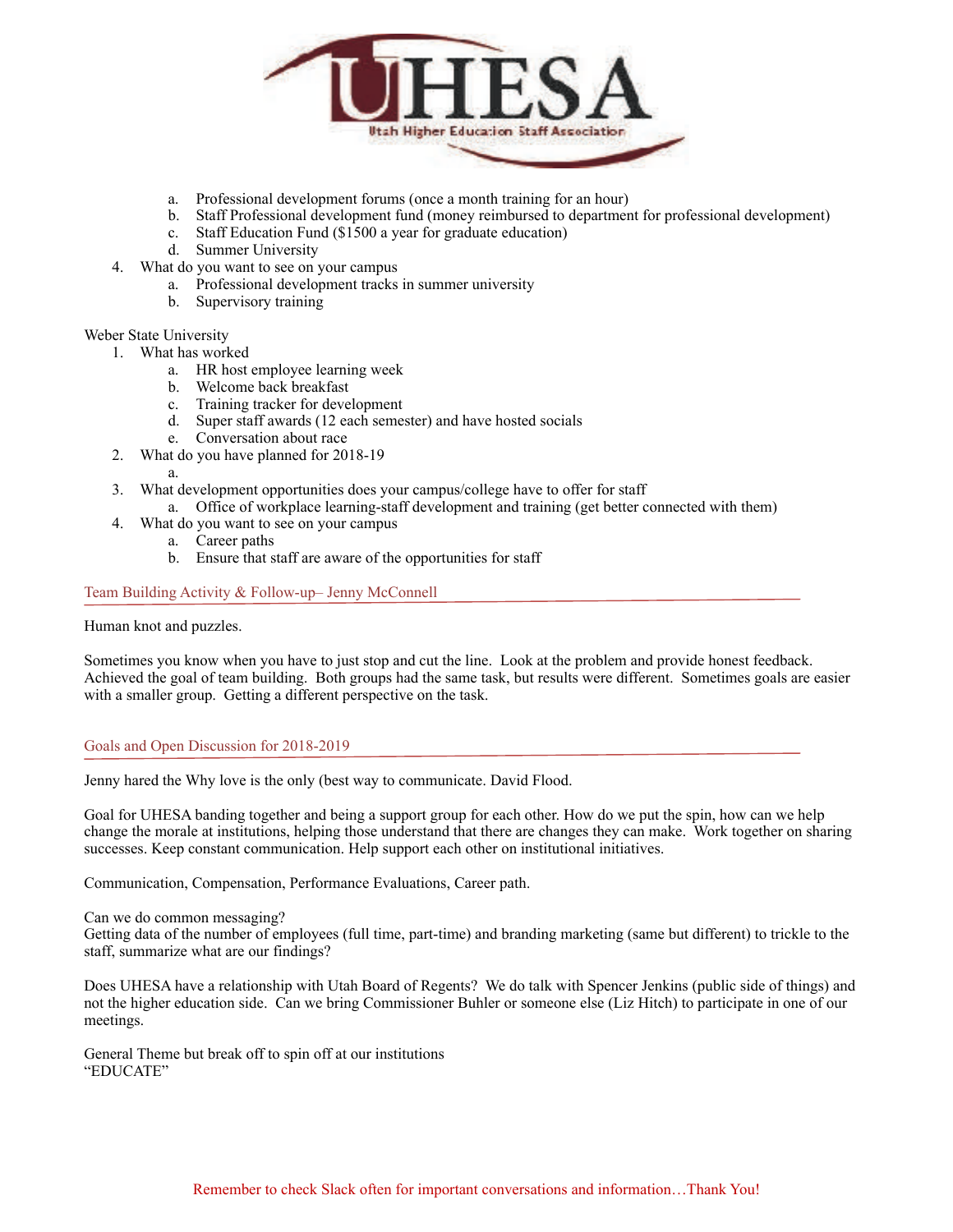a. Professional development forums (once a month training for an hour)
b. Staff Professional development fund (money reimbursed to department for professional development)
c. Staff Education Fund ($1500 a year for graduate education)
d. Summer University

4. What do you want to see on your campus
   a. Professional development tracks in summer university
   b. Supervisory training

Weber State University

1. What has worked
   a. HR host employee learning week
   b. Welcome back breakfast
   c. Training tracker for development
   d. Super staff awards (12 each semester) and have hosted socials
   e. Conversation about race
2. What do you have planned for 2018-19
   a.
3. What development opportunities does your campus/college have to offer for staff
   a. Office of workplace learning-staff development and training (get better connected with them)
4. What do you want to see on your campus
   a. Career paths
   b. Ensure that staff are aware of the opportunities for staff

## Team Building Activity & Follow-up– Jenny McConnell

Human knot and puzzles.

Sometimes you know when you have to just stop and cut the line. Look at the problem and provide honest feedback. Achieved the goal of team building. Both groups had the same task, but results were different. Sometimes goals are easier with a smaller group. Getting a different perspective on the task.

## Goals and Open Discussion for 2018-2019

Jenny hared the Why love is the only (best way to communicate. David Flood.

Goal for UHESA banding together and being a support group for each other. How do we put the spin, how can we help change the morale at institutions, helping those understand that there are changes they can make. Work together on sharing successes. Keep constant communication. Help support each other on institutional initiatives.

Communication, Compensation, Performance Evaluations, Career path.

Can we do common messaging?
Getting data of the number of employees (full time, part-time) and branding marketing (same but different) to trickle to the staff, summarize what are our findings?

Does UHESA have a relationship with Utah Board of Regents? We do talk with Spencer Jenkins (public side of things) and not the higher education side. Can we bring Commissioner Buhler or someone else (Liz Hitch) to participate in one of our meetings.

General Theme but break off to spin off at our institutions
"EDUCATE"

Remember to check Slack often for important conversations and information…Thank You!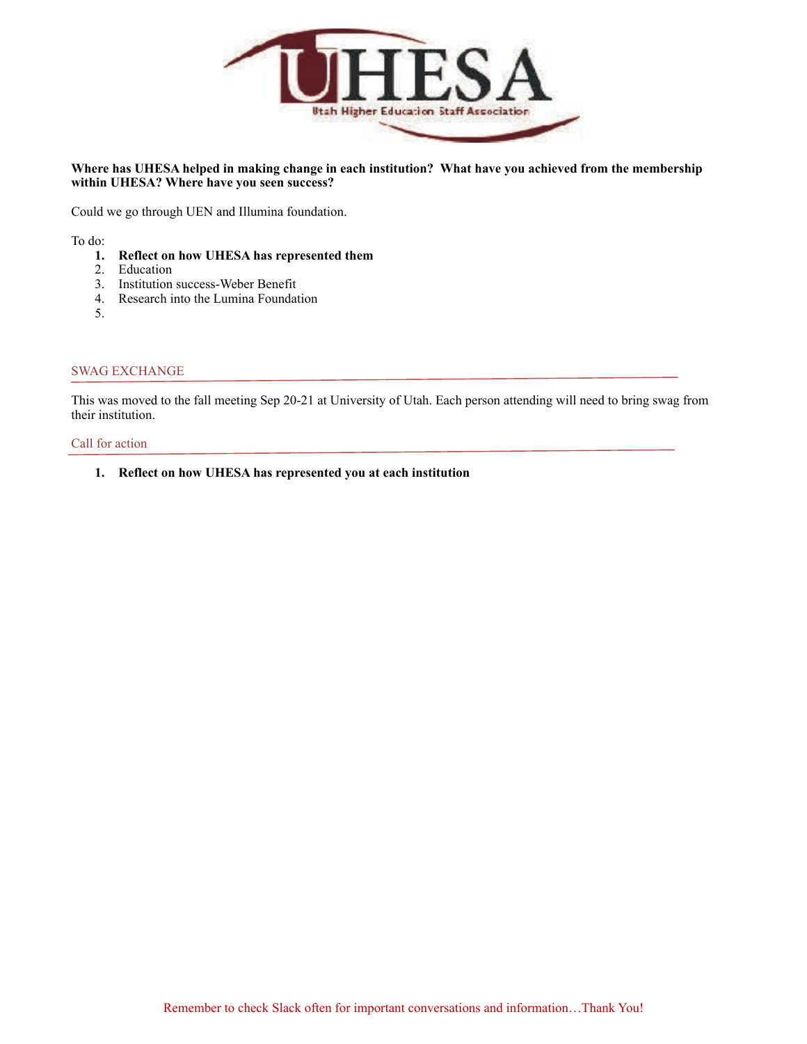**Where has UHESA helped in making change in each institution? What have you achieved from the membership within UHESA? Where have you seen success?**

Could we go through UEN and Illumina foundation.

To do:

1. **Reflect on how UHESA has represented them**
2. Education
3. Institution success-Weber Benefit
4. Research into the Lumina Foundation
5.

## SWAG EXCHANGE

This was moved to the fall meeting Sep 20-21 at University of Utah. Each person attending will need to bring swag from their institution.

## Call for action

1. **Reflect on how UHESA has represented you at each institution**

Remember to check Slack often for important conversations and information…Thank You!